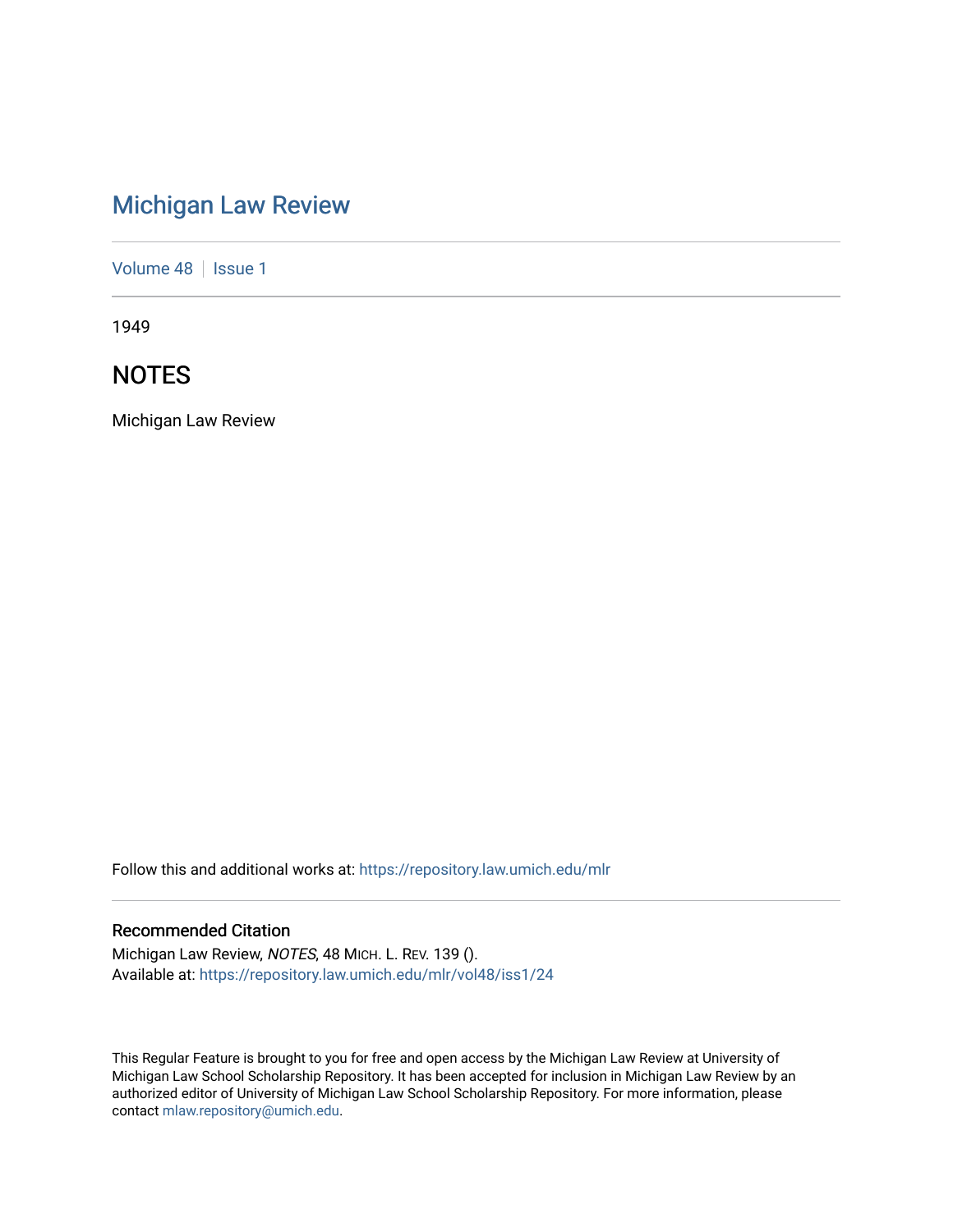# Michigan Law Review

Volume 48 | Issue 1

1949

## NOTES

Michigan Law Review

Follow this and additional works at: https://repository.law.umich.edu/mlr

### Recommended Citation

Michigan Law Review, *NOTES*, 48 MICH. L. REV. 139 ().
Available at: https://repository.law.umich.edu/mlr/vol48/iss1/24

This Regular Feature is brought to you for free and open access by the Michigan Law Review at University of Michigan Law School Scholarship Repository. It has been accepted for inclusion in Michigan Law Review by an authorized editor of University of Michigan Law School Scholarship Repository. For more information, please contact mlaw.repository@umich.edu.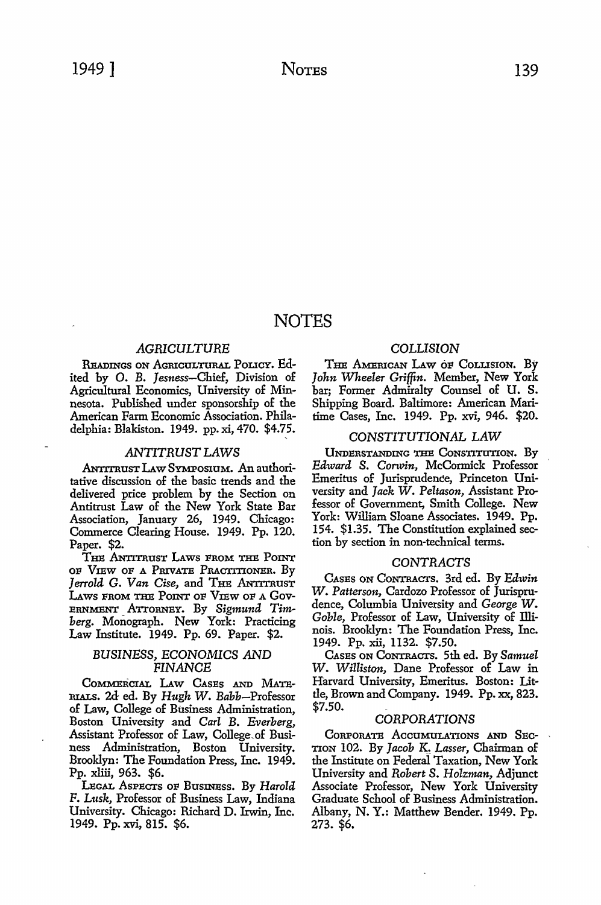# NOTES

## AGRICULTURE

READINGS ON AGRICULTURAL POLICY. Edited by *O. B. Jesness*—Chief, Division of Agricultural Economics, University of Minnesota. Published under sponsorship of the American Farm Economic Association. Philadelphia: Blakiston. 1949. pp. xi, 470. $4.75.

## ANTITRUST LAWS

ANTITRUST LAW SYMPOSIUM. An authoritative discussion of the basic trends and the delivered price problem by the Section on Antitrust Law of the New York State Bar Association, January 26, 1949. Chicago: Commerce Clearing House. 1949. Pp. 120. Paper. $2.

THE ANTITRUST LAWS FROM THE POINT OF VIEW OF A PRIVATE PRACTITIONER. By *Jerrold G. Van Cise*, and THE ANTITRUST LAWS FROM THE POINT OF VIEW OF A GOVERNMENT ATTORNEY. By *Sigmund Timberg*. Monograph. New York: Practicing Law Institute. 1949. Pp. 69. Paper. $2.

## BUSINESS, ECONOMICS AND FINANCE

COMMERCIAL LAW CASES AND MATERIALS. 2d ed. By *Hugh W. Babb*—Professor of Law, College of Business Administration, Boston University and *Carl B. Everberg*, Assistant Professor of Law, College of Business Administration, Boston University. Brooklyn: The Foundation Press, Inc. 1949. Pp. xliii, 963. $6.

LEGAL ASPECTS OF BUSINESS. By *Harold F. Lusk*, Professor of Business Law, Indiana University. Chicago: Richard D. Irwin, Inc. 1949. Pp. xvi, 815. $6.

## COLLISION

THE AMERICAN LAW OF COLLISION. By *John Wheeler Griffin*. Member, New York bar; Former Admiralty Counsel of U. S. Shipping Board. Baltimore: American Maritime Cases, Inc. 1949. Pp. xvi, 946. $20.

## CONSTITUTIONAL LAW

UNDERSTANDING THE CONSTITUTION. By *Edward S. Corwin*, McCormick Professor Emeritus of Jurisprudence, Princeton University and *Jack W. Peltason*, Assistant Professor of Government, Smith College. New York: William Sloane Associates. 1949. Pp. 154. $1.35. The Constitution explained section by section in non-technical terms.

## CONTRACTS

CASES ON CONTRACTS. 3rd ed. By *Edwin W. Patterson*, Cardozo Professor of Jurisprudence, Columbia University and *George W. Goble*, Professor of Law, University of Illinois. Brooklyn: The Foundation Press, Inc. 1949. Pp. xii, 1132. $7.50.

CASES ON CONTRACTS. 5th ed. By *Samuel W. Williston*, Dane Professor of Law in Harvard University, Emeritus. Boston: Little, Brown and Company. 1949. Pp. xx, 823. $7.50.

## CORPORATIONS

CORPORATE ACCUMULATIONS AND SECTION 102. By *Jacob K. Lasser*, Chairman of the Institute on Federal Taxation, New York University and *Robert S. Holzman*, Adjunct Associate Professor, New York University Graduate School of Business Administration. Albany, N. Y.: Matthew Bender. 1949. Pp. 273. $6.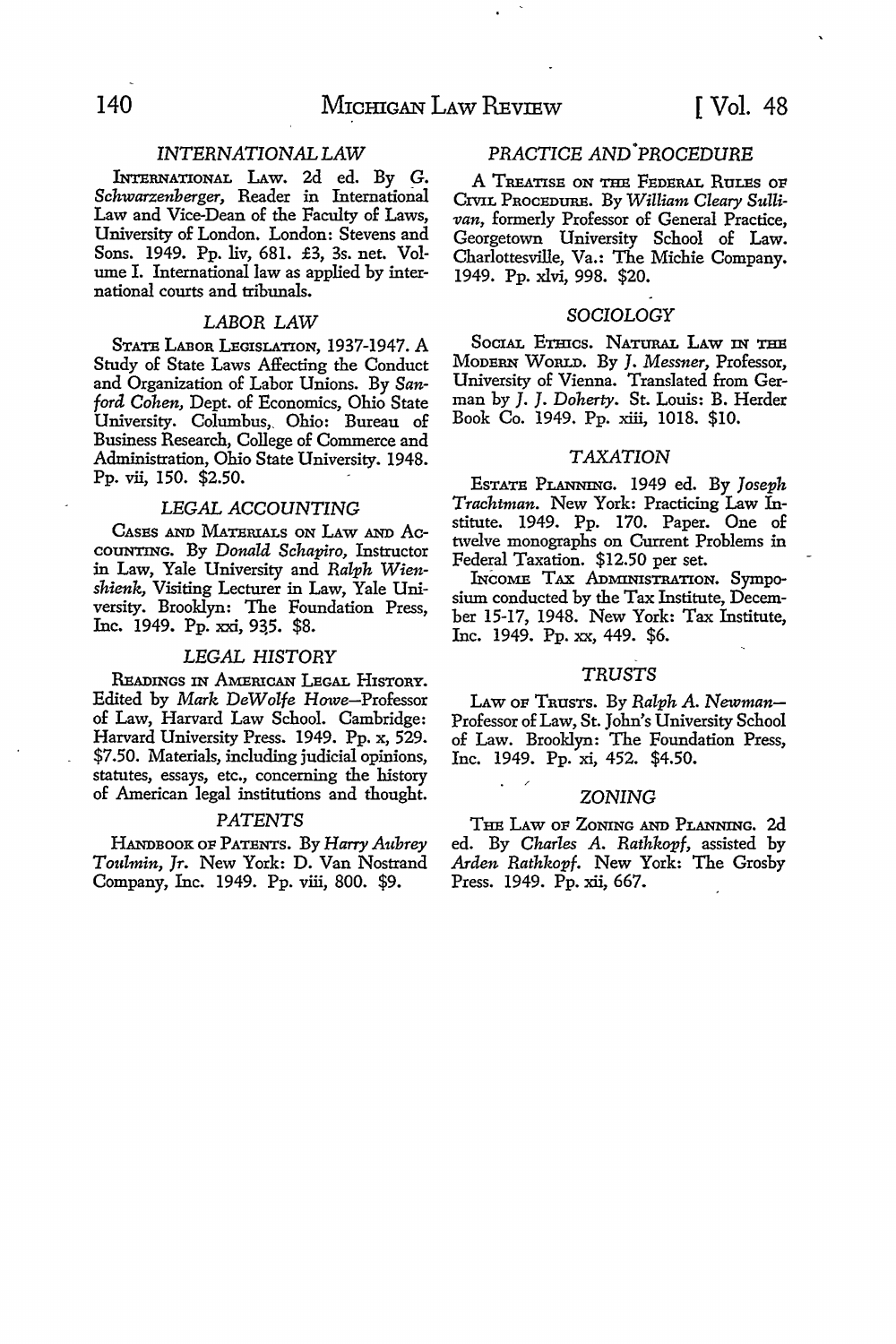## INTERNATIONAL LAW

INTERNATIONAL LAW. 2d ed. By *G. Schwarzenberger*, Reader in International Law and Vice-Dean of the Faculty of Laws, University of London. London: Stevens and Sons. 1949. Pp. liv, 681. £3, 3s. net. Volume I. International law as applied by international courts and tribunals.

## LABOR LAW

STATE LABOR LEGISLATION, 1937-1947. A Study of State Laws Affecting the Conduct and Organization of Labor Unions. By *Sanford Cohen*, Dept. of Economics, Ohio State University. Columbus, Ohio: Bureau of Business Research, College of Commerce and Administration, Ohio State University. 1948. Pp. vii, 150. $2.50.

## LEGAL ACCOUNTING

CASES AND MATERIALS ON LAW AND ACCOUNTING. By *Donald Schapiro*, Instructor in Law, Yale University and *Ralph Wienshienk*, Visiting Lecturer in Law, Yale University. Brooklyn: The Foundation Press, Inc. 1949. Pp. xxi, 935. $8.

## LEGAL HISTORY

READINGS IN AMERICAN LEGAL HISTORY. Edited by *Mark DeWolfe Howe*—Professor of Law, Harvard Law School. Cambridge: Harvard University Press. 1949. Pp. x, 529. $7.50. Materials, including judicial opinions, statutes, essays, etc., concerning the history of American legal institutions and thought.

## PATENTS

HANDBOOK OF PATENTS. By *Harry Aubrey Toulmin, Jr.* New York: D. Van Nostrand Company, Inc. 1949. Pp. viii, 800. $9.

## PRACTICE AND PROCEDURE

A TREATISE ON THE FEDERAL RULES OF CIVIL PROCEDURE. By *William Cleary Sullivan*, formerly Professor of General Practice, Georgetown University School of Law. Charlottesville, Va.: The Michie Company. 1949. Pp. xlvi, 998. $20.

## SOCIOLOGY

SOCIAL ETHICS. NATURAL LAW IN THE MODERN WORLD. By *J. Messner*, Professor, University of Vienna. Translated from German by *J. J. Doherty*. St. Louis: B. Herder Book Co. 1949. Pp. xiii, 1018. $10.

## TAXATION

ESTATE PLANNING. 1949 ed. By *Joseph Trachtman*. New York: Practicing Law Institute. 1949. Pp. 170. Paper. One of twelve monographs on Current Problems in Federal Taxation. $12.50 per set.

INCOME TAX ADMINISTRATION. Symposium conducted by the Tax Institute, December 15-17, 1948. New York: Tax Institute, Inc. 1949. Pp. xx, 449. $6.

## TRUSTS

LAW OF TRUSTS. By *Ralph A. Newman*—Professor of Law, St. John's University School of Law. Brooklyn: The Foundation Press, Inc. 1949. Pp. xi, 452. $4.50.

## ZONING

THE LAW OF ZONING AND PLANNING. 2d ed. By *Charles A. Rathkopf*, assisted by *Arden Rathkopf*. New York: The Grosby Press. 1949. Pp. xii, 667.